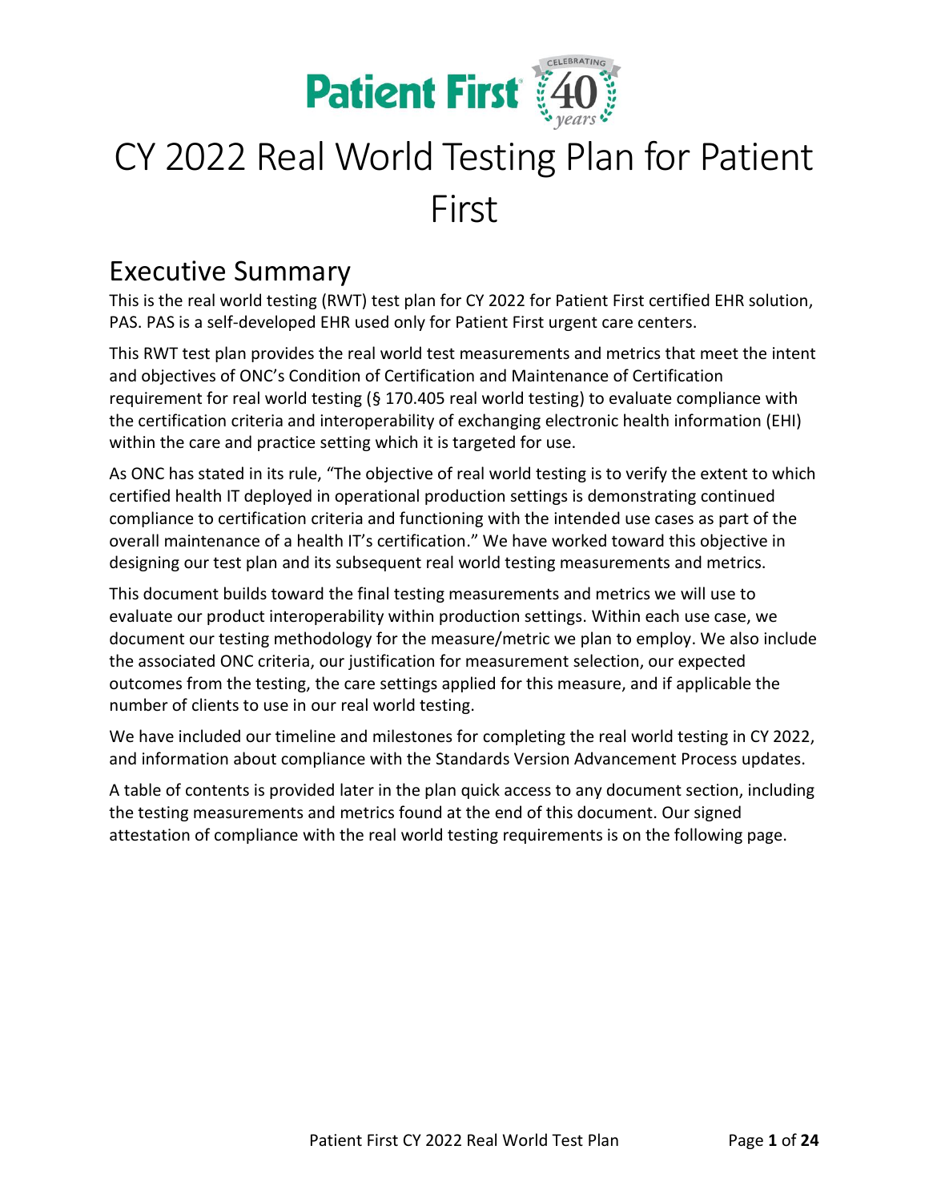# CY 2022 Real World Testing Plan for Patient First

## Executive Summary

This is the real world testing (RWT) test plan for CY 2022 for Patient First certified EHR solution, PAS. PAS is a self-developed EHR used only for Patient First urgent care centers.

This RWT test plan provides the real world test measurements and metrics that meet the intent and objectives of ONC's Condition of Certification and Maintenance of Certification requirement for real world testing (§ 170.405 real world testing) to evaluate compliance with the certification criteria and interoperability of exchanging electronic health information (EHI) within the care and practice setting which it is targeted for use.

As ONC has stated in its rule, "The objective of real world testing is to verify the extent to which certified health IT deployed in operational production settings is demonstrating continued compliance to certification criteria and functioning with the intended use cases as part of the overall maintenance of a health IT's certification." We have worked toward this objective in designing our test plan and its subsequent real world testing measurements and metrics.

This document builds toward the final testing measurements and metrics we will use to evaluate our product interoperability within production settings. Within each use case, we document our testing methodology for the measure/metric we plan to employ. We also include the associated ONC criteria, our justification for measurement selection, our expected outcomes from the testing, the care settings applied for this measure, and if applicable the number of clients to use in our real world testing.

We have included our timeline and milestones for completing the real world testing in CY 2022, and information about compliance with the Standards Version Advancement Process updates.

A table of contents is provided later in the plan quick access to any document section, including the testing measurements and metrics found at the end of this document. Our signed attestation of compliance with the real world testing requirements is on the following page.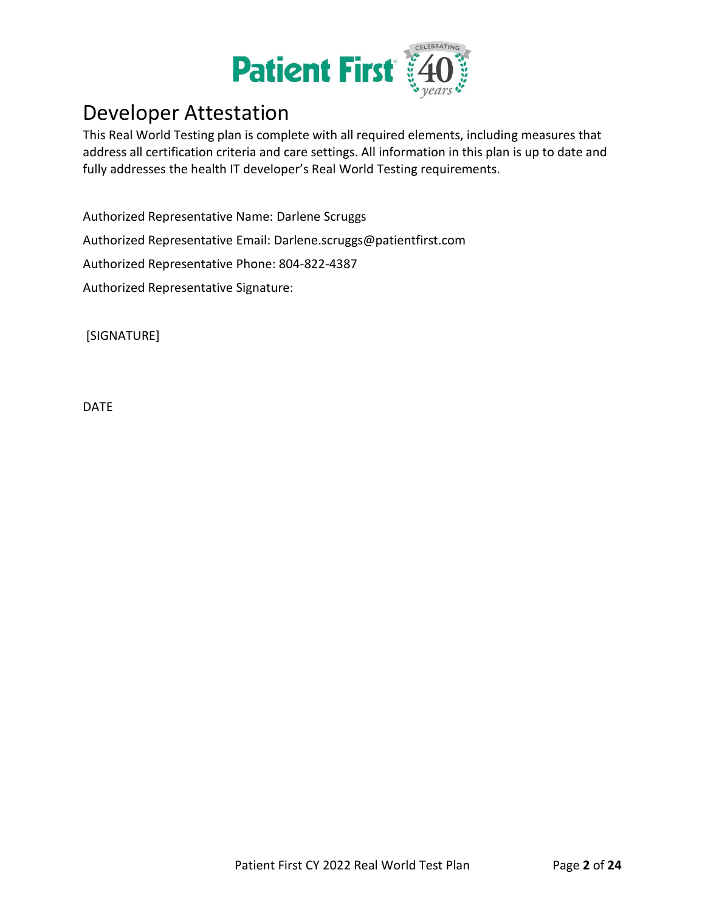# Developer Attestation

This Real World Testing plan is complete with all required elements, including measures that address all certification criteria and care settings. All information in this plan is up to date and fully addresses the health IT developer's Real World Testing requirements.

Authorized Representative Name: Darlene Scruggs

Authorized Representative Email: Darlene.scruggs@patientfirst.com

Authorized Representative Phone: 804-822-4387

Authorized Representative Signature:

[SIGNATURE]

DATE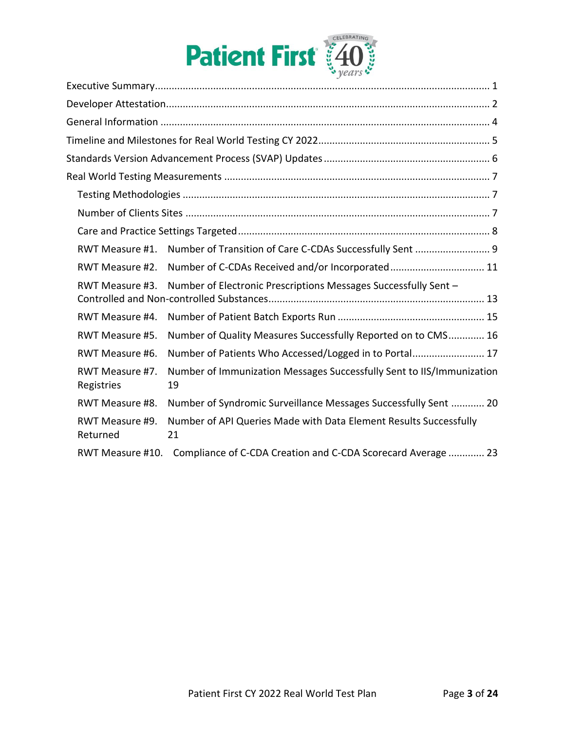Patient First CELEBRATING 40 years

Executive Summary ........................................................................................................................ 1

Developer Attestation.................................................................................................................... 2

General Information ...................................................................................................................... 4

Timeline and Milestones for Real World Testing CY 2022............................................................. 5

Standards Version Advancement Process (SVAP) Updates ........................................................... 6

Real World Testing Measurements ............................................................................................... 7

- Testing Methodologies ............................................................................................................. 7
- Number of Clients Sites ............................................................................................................ 7
- Care and Practice Settings Targeted......................................................................................... 8
- RWT Measure #1. Number of Transition of Care C-CDAs Successfully Sent ........................... 9
- RWT Measure #2. Number of C-CDAs Received and/or Incorporated.................................. 11
- RWT Measure #3. Number of Electronic Prescriptions Messages Successfully Sent – Controlled and Non-controlled Substances............................................................................ 13
- RWT Measure #4. Number of Patient Batch Exports Run .................................................... 15
- RWT Measure #5. Number of Quality Measures Successfully Reported on to CMS............. 16
- RWT Measure #6. Number of Patients Who Accessed/Logged in to Portal......................... 17
- RWT Measure #7. Number of Immunization Messages Successfully Sent to IIS/Immunization Registries 19
- RWT Measure #8. Number of Syndromic Surveillance Messages Successfully Sent ............ 20
- RWT Measure #9. Number of API Queries Made with Data Element Results Successfully Returned 21
- RWT Measure #10. Compliance of C-CDA Creation and C-CDA Scorecard Average ............. 23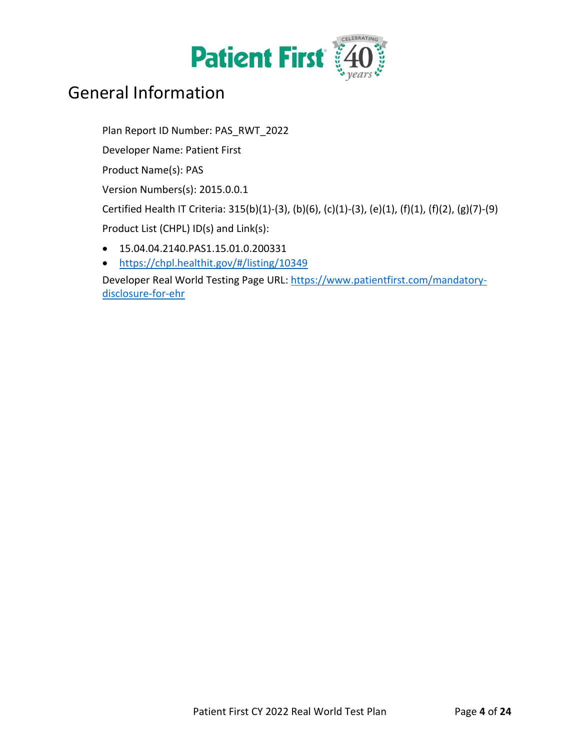# General Information

Plan Report ID Number: PAS_RWT_2022

Developer Name: Patient First

Product Name(s): PAS

Version Numbers(s): 2015.0.0.1

Certified Health IT Criteria: 315(b)(1)-(3), (b)(6), (c)(1)-(3), (e)(1), (f)(1), (f)(2), (g)(7)-(9)

Product List (CHPL) ID(s) and Link(s):

- 15.04.04.2140.PAS1.15.01.0.200331
- https://chpl.healthit.gov/#/listing/10349

Developer Real World Testing Page URL: https://www.patientfirst.com/mandatory-disclosure-for-ehr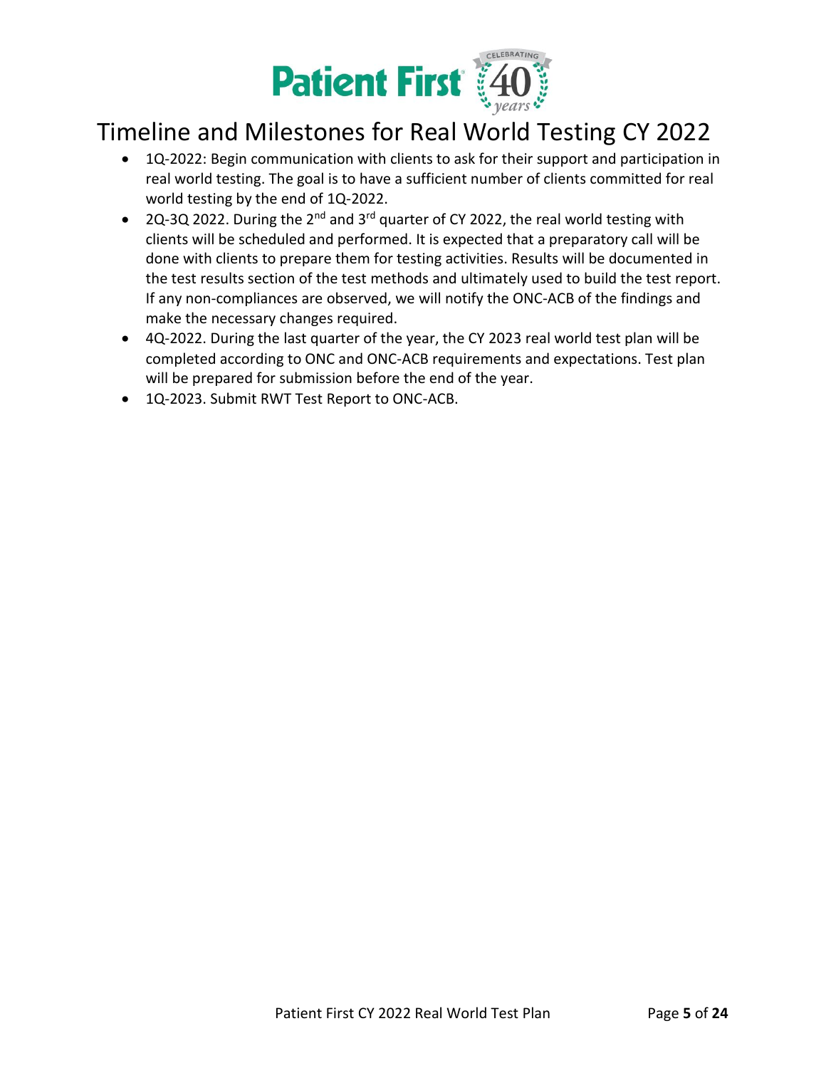# Timeline and Milestones for Real World Testing CY 2022

- 1Q-2022: Begin communication with clients to ask for their support and participation in real world testing. The goal is to have a sufficient number of clients committed for real world testing by the end of 1Q-2022.
- 2Q-3Q 2022. During the 2nd and 3rd quarter of CY 2022, the real world testing with clients will be scheduled and performed. It is expected that a preparatory call will be done with clients to prepare them for testing activities. Results will be documented in the test results section of the test methods and ultimately used to build the test report. If any non-compliances are observed, we will notify the ONC-ACB of the findings and make the necessary changes required.
- 4Q-2022. During the last quarter of the year, the CY 2023 real world test plan will be completed according to ONC and ONC-ACB requirements and expectations. Test plan will be prepared for submission before the end of the year.
- 1Q-2023. Submit RWT Test Report to ONC-ACB.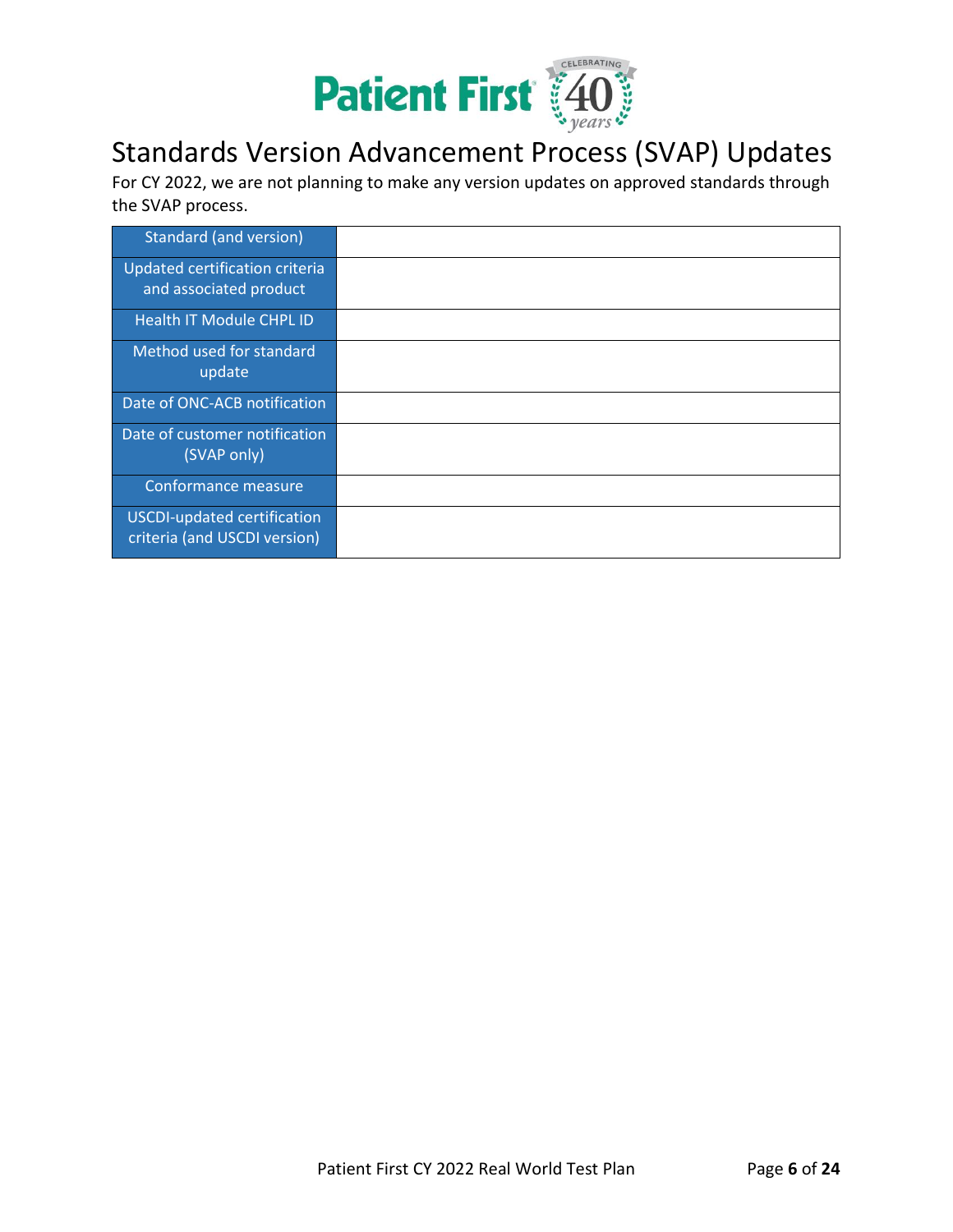# Standards Version Advancement Process (SVAP) Updates

For CY 2022, we are not planning to make any version updates on approved standards through the SVAP process.

| | |
|---|---|
| Standard (and version) | |
| Updated certification criteria and associated product | |
| Health IT Module CHPL ID | |
| Method used for standard update | |
| Date of ONC-ACB notification | |
| Date of customer notification (SVAP only) | |
| Conformance measure | |
| USCDI-updated certification criteria (and USCDI version) | |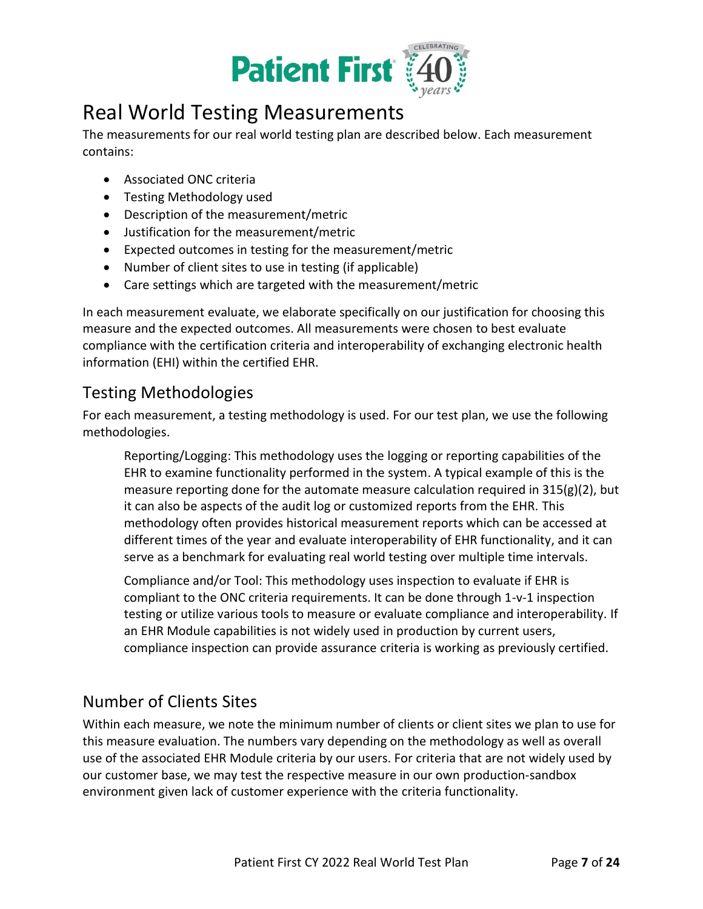# Real World Testing Measurements

The measurements for our real world testing plan are described below. Each measurement contains:

- Associated ONC criteria
- Testing Methodology used
- Description of the measurement/metric
- Justification for the measurement/metric
- Expected outcomes in testing for the measurement/metric
- Number of client sites to use in testing (if applicable)
- Care settings which are targeted with the measurement/metric

In each measurement evaluate, we elaborate specifically on our justification for choosing this measure and the expected outcomes. All measurements were chosen to best evaluate compliance with the certification criteria and interoperability of exchanging electronic health information (EHI) within the certified EHR.

## Testing Methodologies

For each measurement, a testing methodology is used. For our test plan, we use the following methodologies.

> Reporting/Logging: This methodology uses the logging or reporting capabilities of the EHR to examine functionality performed in the system. A typical example of this is the measure reporting done for the automate measure calculation required in 315(g)(2), but it can also be aspects of the audit log or customized reports from the EHR. This methodology often provides historical measurement reports which can be accessed at different times of the year and evaluate interoperability of EHR functionality, and it can serve as a benchmark for evaluating real world testing over multiple time intervals.
>
> Compliance and/or Tool: This methodology uses inspection to evaluate if EHR is compliant to the ONC criteria requirements. It can be done through 1-v-1 inspection testing or utilize various tools to measure or evaluate compliance and interoperability. If an EHR Module capabilities is not widely used in production by current users, compliance inspection can provide assurance criteria is working as previously certified.

## Number of Clients Sites

Within each measure, we note the minimum number of clients or client sites we plan to use for this measure evaluation. The numbers vary depending on the methodology as well as overall use of the associated EHR Module criteria by our users. For criteria that are not widely used by our customer base, we may test the respective measure in our own production-sandbox environment given lack of customer experience with the criteria functionality.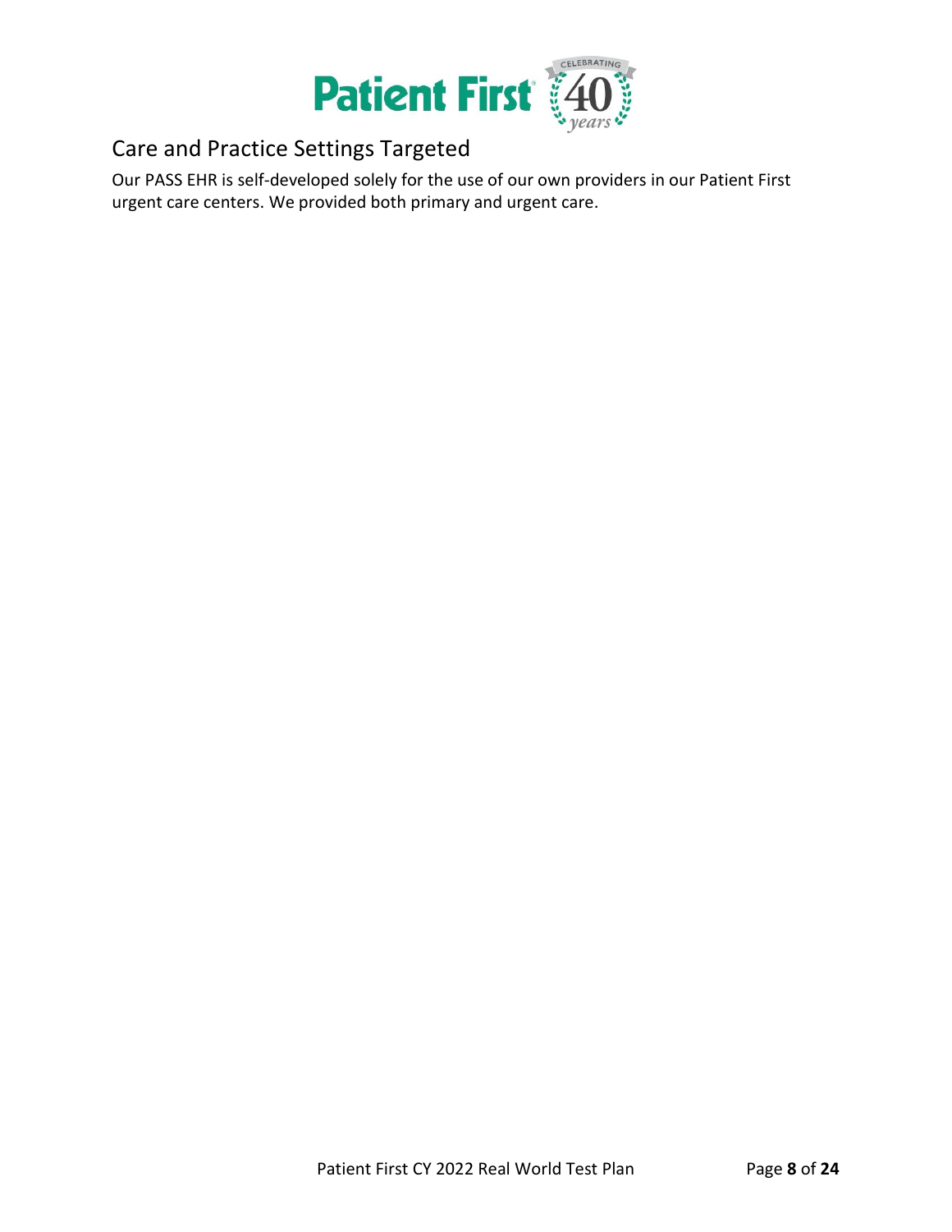## Care and Practice Settings Targeted

Our PASS EHR is self-developed solely for the use of our own providers in our Patient First urgent care centers. We provided both primary and urgent care.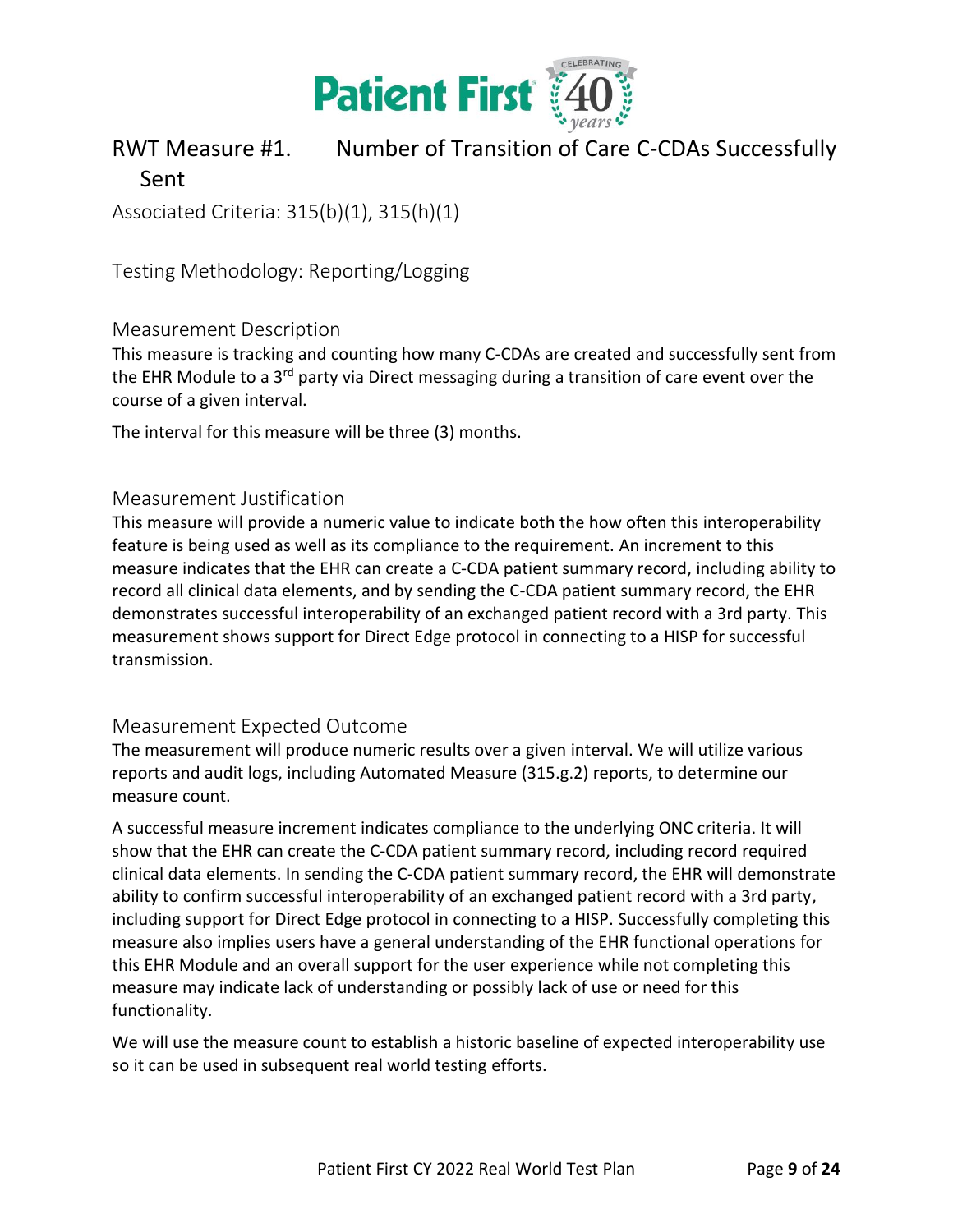## RWT Measure #1. Number of Transition of Care C-CDAs Successfully Sent

Associated Criteria: 315(b)(1), 315(h)(1)

Testing Methodology: Reporting/Logging

### Measurement Description

This measure is tracking and counting how many C-CDAs are created and successfully sent from the EHR Module to a 3rd party via Direct messaging during a transition of care event over the course of a given interval.

The interval for this measure will be three (3) months.

### Measurement Justification

This measure will provide a numeric value to indicate both the how often this interoperability feature is being used as well as its compliance to the requirement. An increment to this measure indicates that the EHR can create a C-CDA patient summary record, including ability to record all clinical data elements, and by sending the C-CDA patient summary record, the EHR demonstrates successful interoperability of an exchanged patient record with a 3rd party. This measurement shows support for Direct Edge protocol in connecting to a HISP for successful transmission.

### Measurement Expected Outcome

The measurement will produce numeric results over a given interval. We will utilize various reports and audit logs, including Automated Measure (315.g.2) reports, to determine our measure count.

A successful measure increment indicates compliance to the underlying ONC criteria. It will show that the EHR can create the C-CDA patient summary record, including record required clinical data elements. In sending the C-CDA patient summary record, the EHR will demonstrate ability to confirm successful interoperability of an exchanged patient record with a 3rd party, including support for Direct Edge protocol in connecting to a HISP. Successfully completing this measure also implies users have a general understanding of the EHR functional operations for this EHR Module and an overall support for the user experience while not completing this measure may indicate lack of understanding or possibly lack of use or need for this functionality.

We will use the measure count to establish a historic baseline of expected interoperability use so it can be used in subsequent real world testing efforts.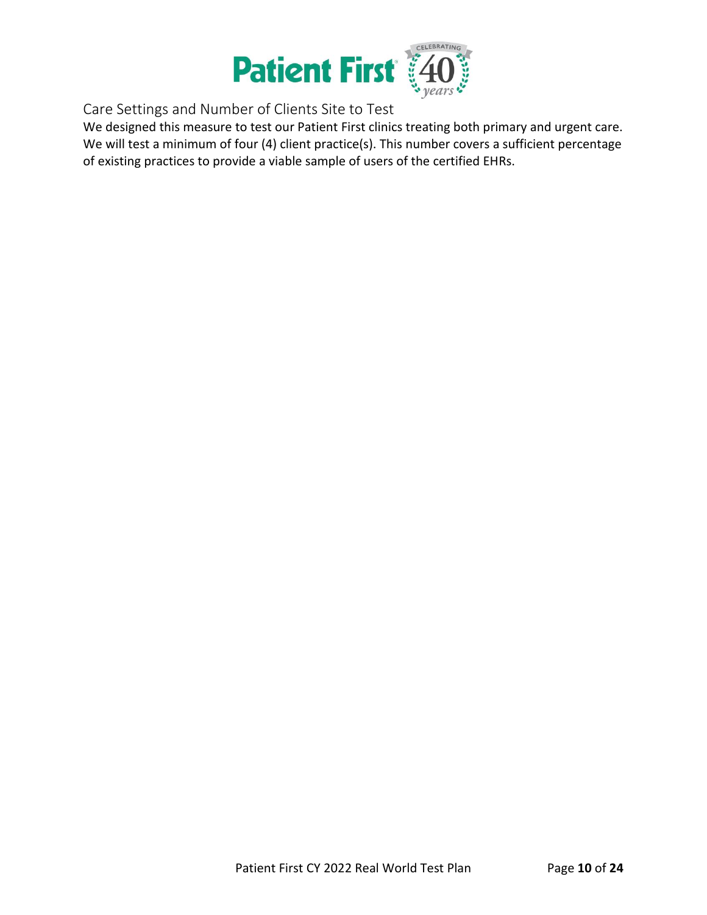## Care Settings and Number of Clients Site to Test

We designed this measure to test our Patient First clinics treating both primary and urgent care. We will test a minimum of four (4) client practice(s). This number covers a sufficient percentage of existing practices to provide a viable sample of users of the certified EHRs.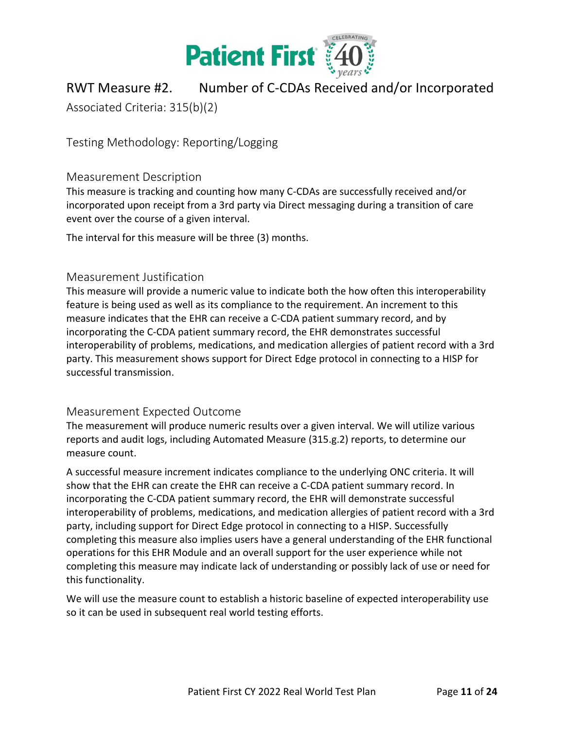## RWT Measure #2. Number of C-CDAs Received and/or Incorporated

Associated Criteria: 315(b)(2)

### Testing Methodology: Reporting/Logging

### Measurement Description

This measure is tracking and counting how many C-CDAs are successfully received and/or incorporated upon receipt from a 3rd party via Direct messaging during a transition of care event over the course of a given interval.

The interval for this measure will be three (3) months.

### Measurement Justification

This measure will provide a numeric value to indicate both the how often this interoperability feature is being used as well as its compliance to the requirement. An increment to this measure indicates that the EHR can receive a C-CDA patient summary record, and by incorporating the C-CDA patient summary record, the EHR demonstrates successful interoperability of problems, medications, and medication allergies of patient record with a 3rd party. This measurement shows support for Direct Edge protocol in connecting to a HISP for successful transmission.

### Measurement Expected Outcome

The measurement will produce numeric results over a given interval. We will utilize various reports and audit logs, including Automated Measure (315.g.2) reports, to determine our measure count.

A successful measure increment indicates compliance to the underlying ONC criteria. It will show that the EHR can create the EHR can receive a C-CDA patient summary record. In incorporating the C-CDA patient summary record, the EHR will demonstrate successful interoperability of problems, medications, and medication allergies of patient record with a 3rd party, including support for Direct Edge protocol in connecting to a HISP. Successfully completing this measure also implies users have a general understanding of the EHR functional operations for this EHR Module and an overall support for the user experience while not completing this measure may indicate lack of understanding or possibly lack of use or need for this functionality.

We will use the measure count to establish a historic baseline of expected interoperability use so it can be used in subsequent real world testing efforts.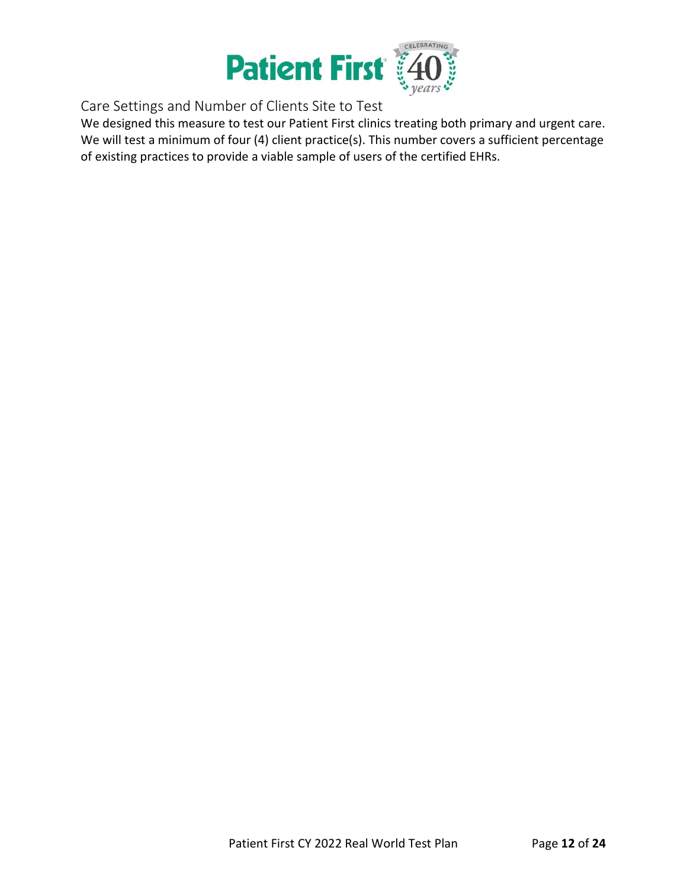## Care Settings and Number of Clients Site to Test

We designed this measure to test our Patient First clinics treating both primary and urgent care. We will test a minimum of four (4) client practice(s). This number covers a sufficient percentage of existing practices to provide a viable sample of users of the certified EHRs.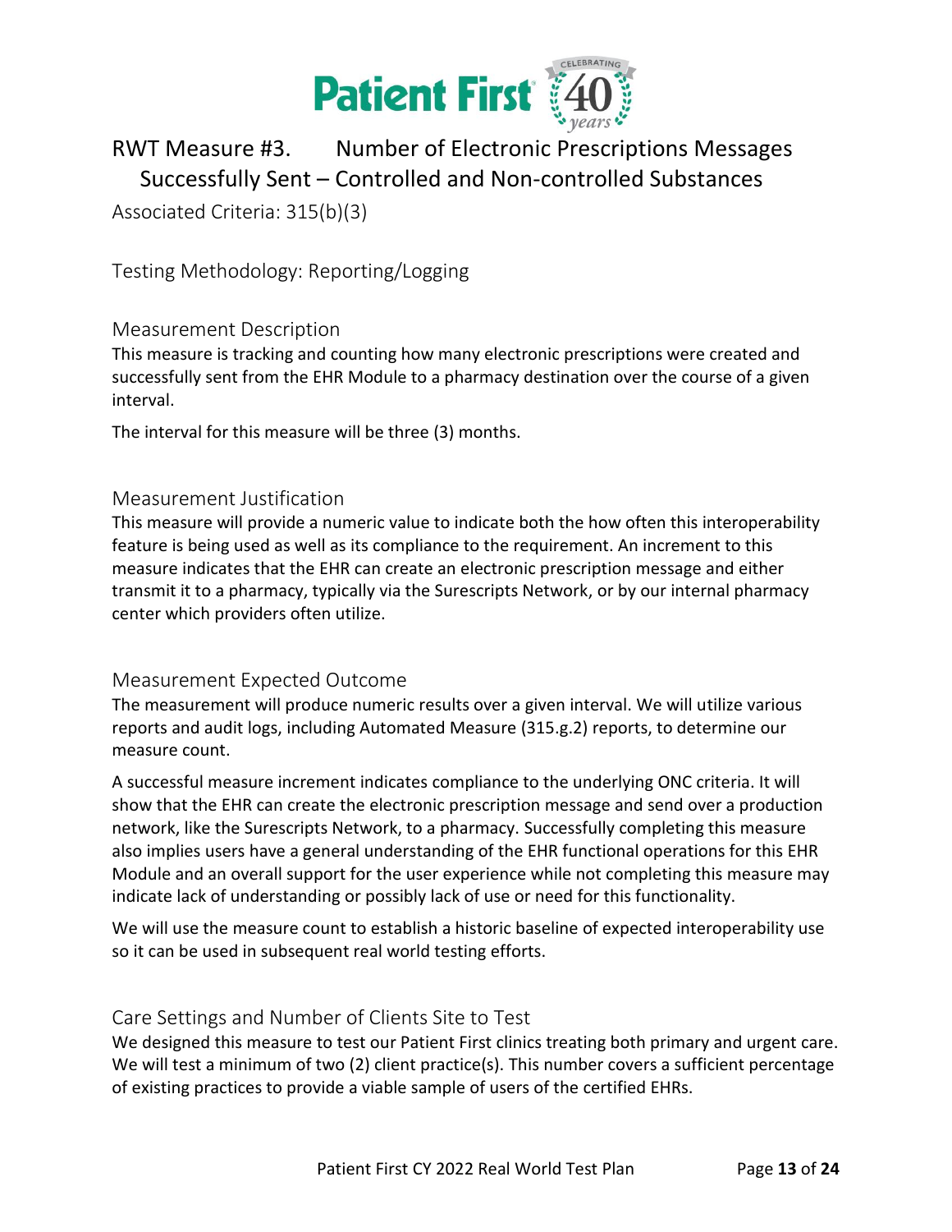# RWT Measure #3. Number of Electronic Prescriptions Messages Successfully Sent – Controlled and Non-controlled Substances

Associated Criteria: 315(b)(3)

Testing Methodology: Reporting/Logging

## Measurement Description

This measure is tracking and counting how many electronic prescriptions were created and successfully sent from the EHR Module to a pharmacy destination over the course of a given interval.

The interval for this measure will be three (3) months.

## Measurement Justification

This measure will provide a numeric value to indicate both the how often this interoperability feature is being used as well as its compliance to the requirement. An increment to this measure indicates that the EHR can create an electronic prescription message and either transmit it to a pharmacy, typically via the Surescripts Network, or by our internal pharmacy center which providers often utilize.

## Measurement Expected Outcome

The measurement will produce numeric results over a given interval. We will utilize various reports and audit logs, including Automated Measure (315.g.2) reports, to determine our measure count.

A successful measure increment indicates compliance to the underlying ONC criteria. It will show that the EHR can create the electronic prescription message and send over a production network, like the Surescripts Network, to a pharmacy. Successfully completing this measure also implies users have a general understanding of the EHR functional operations for this EHR Module and an overall support for the user experience while not completing this measure may indicate lack of understanding or possibly lack of use or need for this functionality.

We will use the measure count to establish a historic baseline of expected interoperability use so it can be used in subsequent real world testing efforts.

## Care Settings and Number of Clients Site to Test

We designed this measure to test our Patient First clinics treating both primary and urgent care. We will test a minimum of two (2) client practice(s). This number covers a sufficient percentage of existing practices to provide a viable sample of users of the certified EHRs.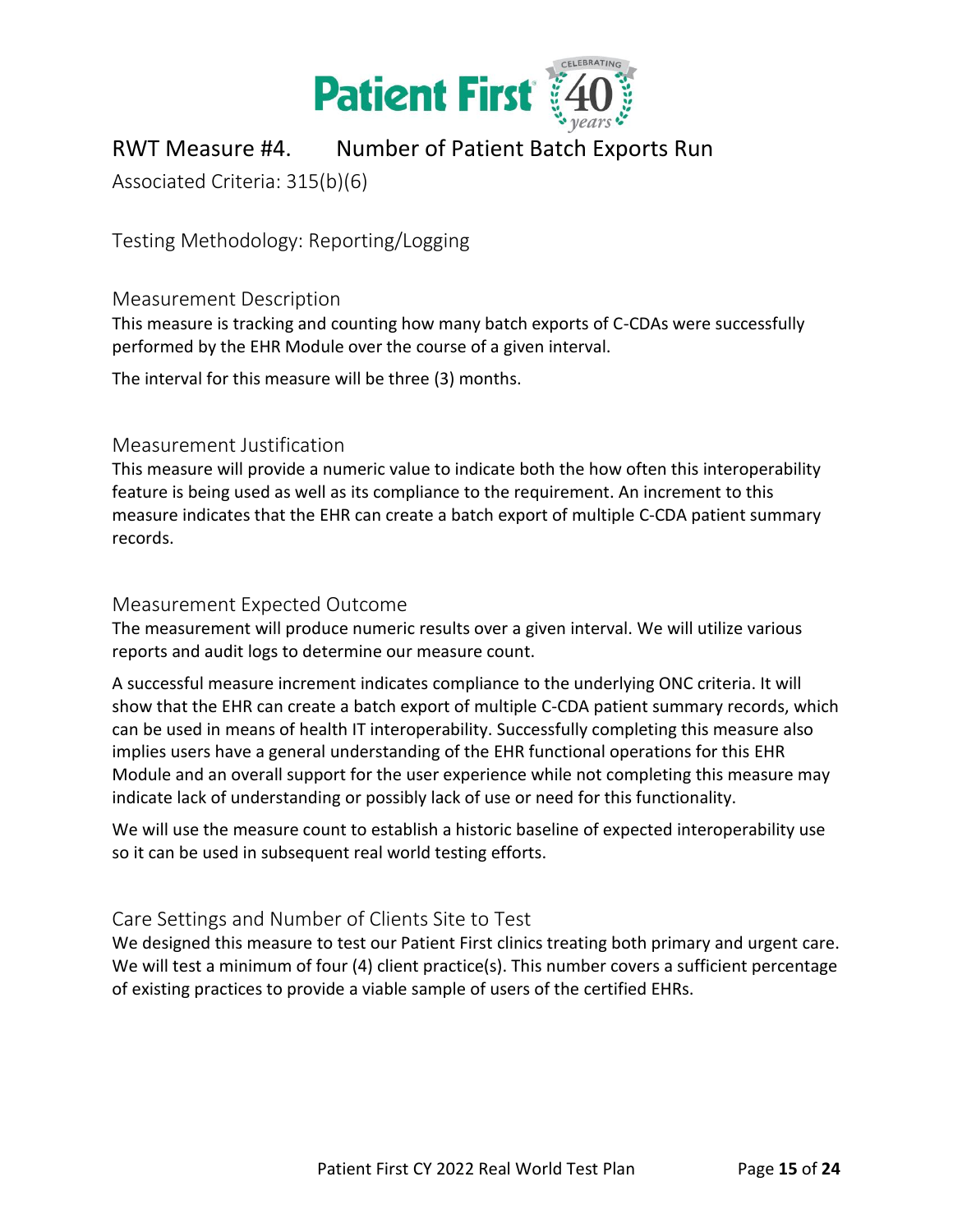## RWT Measure #4. Number of Patient Batch Exports Run

Associated Criteria: 315(b)(6)

### Testing Methodology: Reporting/Logging

### Measurement Description

This measure is tracking and counting how many batch exports of C-CDAs were successfully performed by the EHR Module over the course of a given interval.

The interval for this measure will be three (3) months.

### Measurement Justification

This measure will provide a numeric value to indicate both the how often this interoperability feature is being used as well as its compliance to the requirement. An increment to this measure indicates that the EHR can create a batch export of multiple C-CDA patient summary records.

### Measurement Expected Outcome

The measurement will produce numeric results over a given interval. We will utilize various reports and audit logs to determine our measure count.

A successful measure increment indicates compliance to the underlying ONC criteria. It will show that the EHR can create a batch export of multiple C-CDA patient summary records, which can be used in means of health IT interoperability. Successfully completing this measure also implies users have a general understanding of the EHR functional operations for this EHR Module and an overall support for the user experience while not completing this measure may indicate lack of understanding or possibly lack of use or need for this functionality.

We will use the measure count to establish a historic baseline of expected interoperability use so it can be used in subsequent real world testing efforts.

### Care Settings and Number of Clients Site to Test

We designed this measure to test our Patient First clinics treating both primary and urgent care. We will test a minimum of four (4) client practice(s). This number covers a sufficient percentage of existing practices to provide a viable sample of users of the certified EHRs.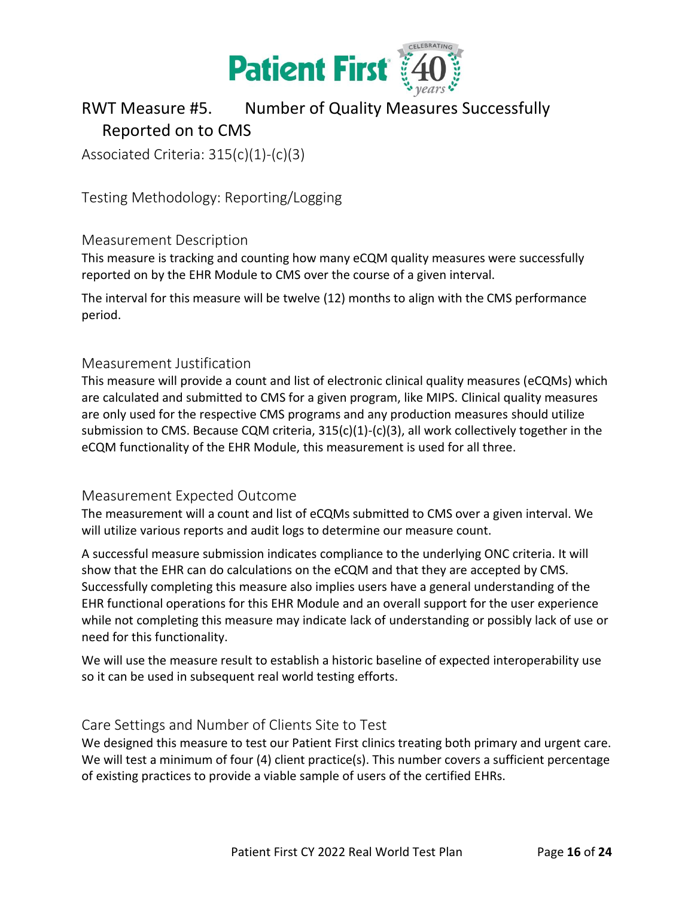## RWT Measure #5. Number of Quality Measures Successfully Reported on to CMS

Associated Criteria: 315(c)(1)-(c)(3)

Testing Methodology: Reporting/Logging

### Measurement Description

This measure is tracking and counting how many eCQM quality measures were successfully reported on by the EHR Module to CMS over the course of a given interval.

The interval for this measure will be twelve (12) months to align with the CMS performance period.

### Measurement Justification

This measure will provide a count and list of electronic clinical quality measures (eCQMs) which are calculated and submitted to CMS for a given program, like MIPS. Clinical quality measures are only used for the respective CMS programs and any production measures should utilize submission to CMS. Because CQM criteria, 315(c)(1)-(c)(3), all work collectively together in the eCQM functionality of the EHR Module, this measurement is used for all three.

### Measurement Expected Outcome

The measurement will a count and list of eCQMs submitted to CMS over a given interval. We will utilize various reports and audit logs to determine our measure count.

A successful measure submission indicates compliance to the underlying ONC criteria. It will show that the EHR can do calculations on the eCQM and that they are accepted by CMS. Successfully completing this measure also implies users have a general understanding of the EHR functional operations for this EHR Module and an overall support for the user experience while not completing this measure may indicate lack of understanding or possibly lack of use or need for this functionality.

We will use the measure result to establish a historic baseline of expected interoperability use so it can be used in subsequent real world testing efforts.

### Care Settings and Number of Clients Site to Test

We designed this measure to test our Patient First clinics treating both primary and urgent care. We will test a minimum of four (4) client practice(s). This number covers a sufficient percentage of existing practices to provide a viable sample of users of the certified EHRs.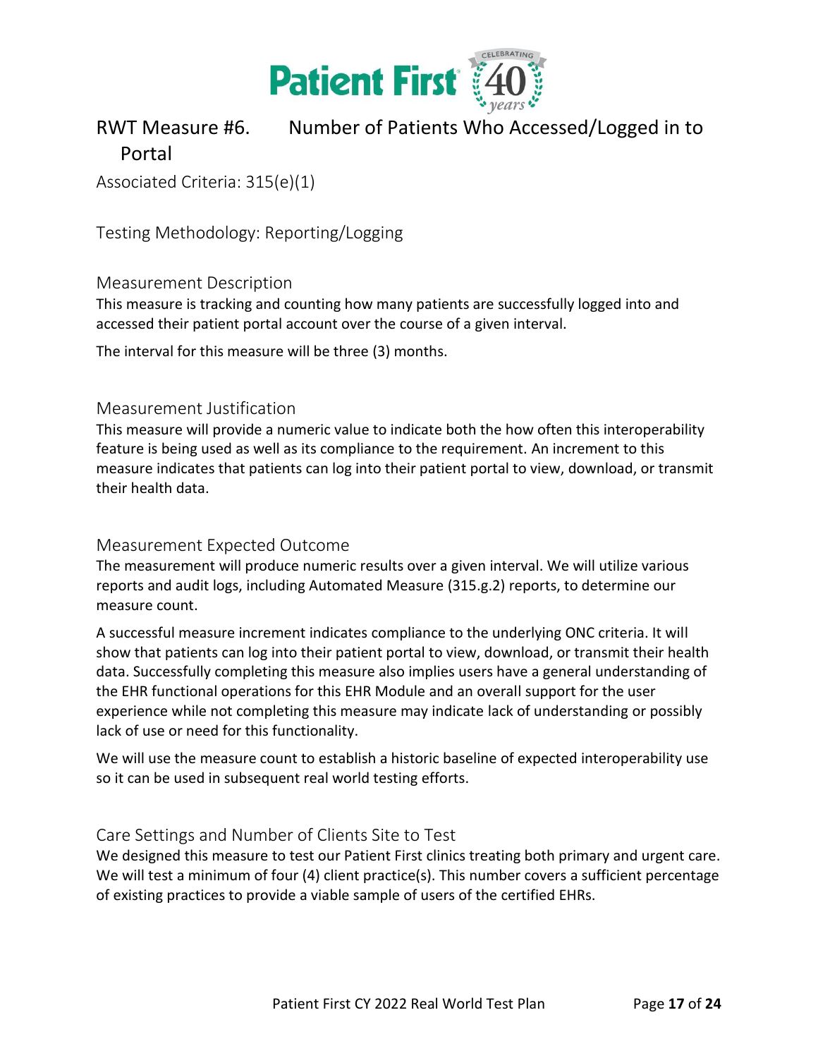## RWT Measure #6. Number of Patients Who Accessed/Logged in to Portal

Associated Criteria: 315(e)(1)

Testing Methodology: Reporting/Logging

### Measurement Description

This measure is tracking and counting how many patients are successfully logged into and accessed their patient portal account over the course of a given interval.

The interval for this measure will be three (3) months.

### Measurement Justification

This measure will provide a numeric value to indicate both the how often this interoperability feature is being used as well as its compliance to the requirement. An increment to this measure indicates that patients can log into their patient portal to view, download, or transmit their health data.

### Measurement Expected Outcome

The measurement will produce numeric results over a given interval. We will utilize various reports and audit logs, including Automated Measure (315.g.2) reports, to determine our measure count.

A successful measure increment indicates compliance to the underlying ONC criteria. It will show that patients can log into their patient portal to view, download, or transmit their health data. Successfully completing this measure also implies users have a general understanding of the EHR functional operations for this EHR Module and an overall support for the user experience while not completing this measure may indicate lack of understanding or possibly lack of use or need for this functionality.

We will use the measure count to establish a historic baseline of expected interoperability use so it can be used in subsequent real world testing efforts.

### Care Settings and Number of Clients Site to Test

We designed this measure to test our Patient First clinics treating both primary and urgent care. We will test a minimum of four (4) client practice(s). This number covers a sufficient percentage of existing practices to provide a viable sample of users of the certified EHRs.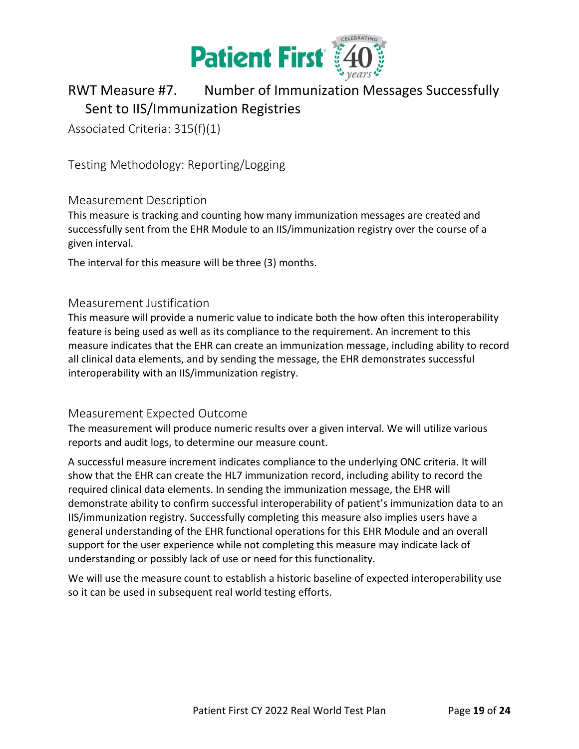## RWT Measure #7. Number of Immunization Messages Successfully Sent to IIS/Immunization Registries

Associated Criteria: 315(f)(1)

### Testing Methodology: Reporting/Logging

### Measurement Description

This measure is tracking and counting how many immunization messages are created and successfully sent from the EHR Module to an IIS/immunization registry over the course of a given interval.

The interval for this measure will be three (3) months.

### Measurement Justification

This measure will provide a numeric value to indicate both the how often this interoperability feature is being used as well as its compliance to the requirement. An increment to this measure indicates that the EHR can create an immunization message, including ability to record all clinical data elements, and by sending the message, the EHR demonstrates successful interoperability with an IIS/immunization registry.

### Measurement Expected Outcome

The measurement will produce numeric results over a given interval. We will utilize various reports and audit logs, to determine our measure count.

A successful measure increment indicates compliance to the underlying ONC criteria. It will show that the EHR can create the HL7 immunization record, including ability to record the required clinical data elements. In sending the immunization message, the EHR will demonstrate ability to confirm successful interoperability of patient's immunization data to an IIS/immunization registry. Successfully completing this measure also implies users have a general understanding of the EHR functional operations for this EHR Module and an overall support for the user experience while not completing this measure may indicate lack of understanding or possibly lack of use or need for this functionality.

We will use the measure count to establish a historic baseline of expected interoperability use so it can be used in subsequent real world testing efforts.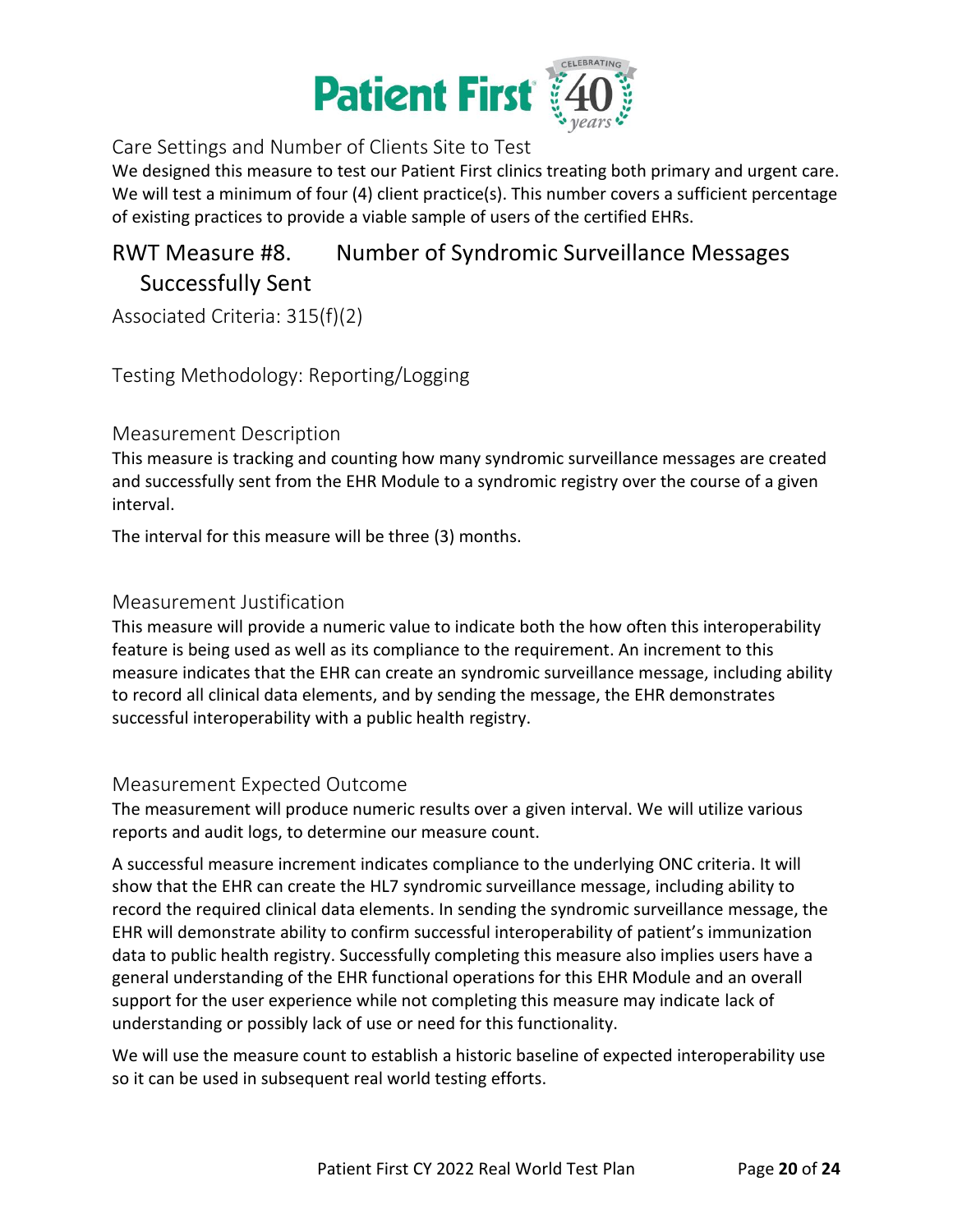### Care Settings and Number of Clients Site to Test

We designed this measure to test our Patient First clinics treating both primary and urgent care. We will test a minimum of four (4) client practice(s). This number covers a sufficient percentage of existing practices to provide a viable sample of users of the certified EHRs.

## RWT Measure #8. Number of Syndromic Surveillance Messages Successfully Sent

### Associated Criteria: 315(f)(2)

### Testing Methodology: Reporting/Logging

### Measurement Description

This measure is tracking and counting how many syndromic surveillance messages are created and successfully sent from the EHR Module to a syndromic registry over the course of a given interval.

The interval for this measure will be three (3) months.

### Measurement Justification

This measure will provide a numeric value to indicate both the how often this interoperability feature is being used as well as its compliance to the requirement. An increment to this measure indicates that the EHR can create an syndromic surveillance message, including ability to record all clinical data elements, and by sending the message, the EHR demonstrates successful interoperability with a public health registry.

### Measurement Expected Outcome

The measurement will produce numeric results over a given interval. We will utilize various reports and audit logs, to determine our measure count.

A successful measure increment indicates compliance to the underlying ONC criteria. It will show that the EHR can create the HL7 syndromic surveillance message, including ability to record the required clinical data elements. In sending the syndromic surveillance message, the EHR will demonstrate ability to confirm successful interoperability of patient's immunization data to public health registry. Successfully completing this measure also implies users have a general understanding of the EHR functional operations for this EHR Module and an overall support for the user experience while not completing this measure may indicate lack of understanding or possibly lack of use or need for this functionality.

We will use the measure count to establish a historic baseline of expected interoperability use so it can be used in subsequent real world testing efforts.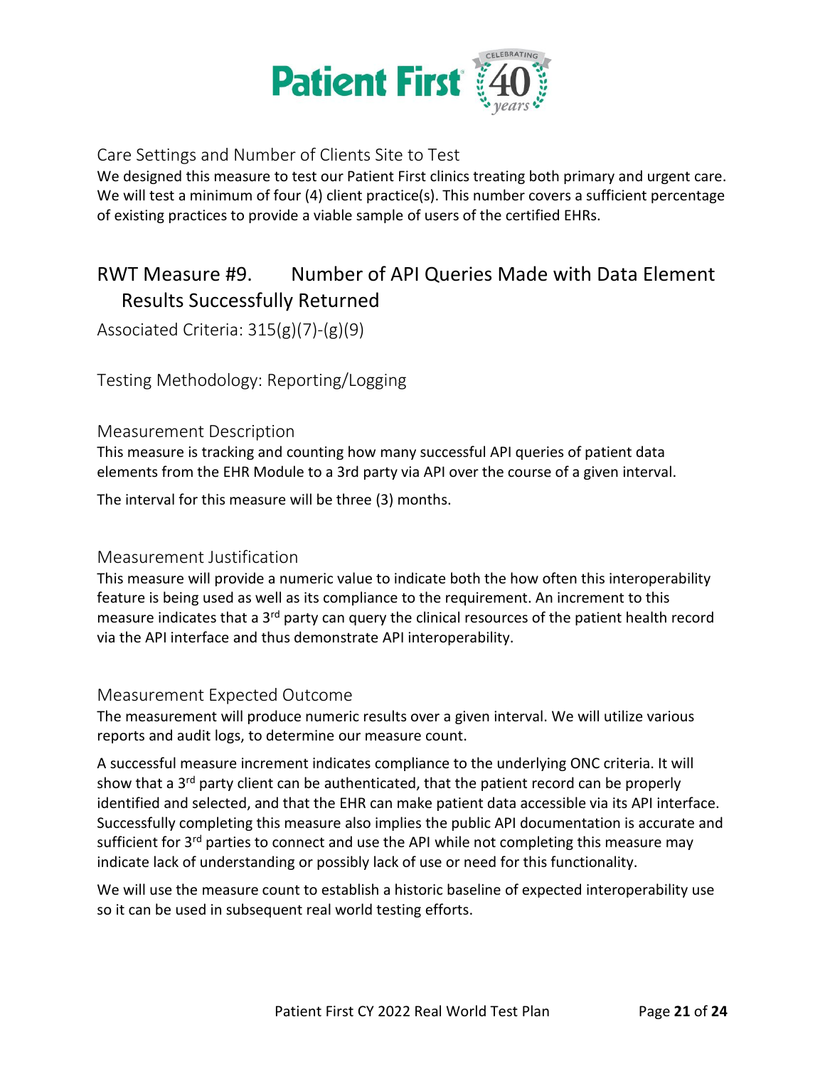### Care Settings and Number of Clients Site to Test

We designed this measure to test our Patient First clinics treating both primary and urgent care. We will test a minimum of four (4) client practice(s). This number covers a sufficient percentage of existing practices to provide a viable sample of users of the certified EHRs.

## RWT Measure #9. Number of API Queries Made with Data Element Results Successfully Returned

### Associated Criteria: 315(g)(7)-(g)(9)

### Testing Methodology: Reporting/Logging

### Measurement Description

This measure is tracking and counting how many successful API queries of patient data elements from the EHR Module to a 3rd party via API over the course of a given interval.

The interval for this measure will be three (3) months.

### Measurement Justification

This measure will provide a numeric value to indicate both the how often this interoperability feature is being used as well as its compliance to the requirement. An increment to this measure indicates that a 3rd party can query the clinical resources of the patient health record via the API interface and thus demonstrate API interoperability.

### Measurement Expected Outcome

The measurement will produce numeric results over a given interval. We will utilize various reports and audit logs, to determine our measure count.

A successful measure increment indicates compliance to the underlying ONC criteria. It will show that a 3rd party client can be authenticated, that the patient record can be properly identified and selected, and that the EHR can make patient data accessible via its API interface. Successfully completing this measure also implies the public API documentation is accurate and sufficient for 3rd parties to connect and use the API while not completing this measure may indicate lack of understanding or possibly lack of use or need for this functionality.

We will use the measure count to establish a historic baseline of expected interoperability use so it can be used in subsequent real world testing efforts.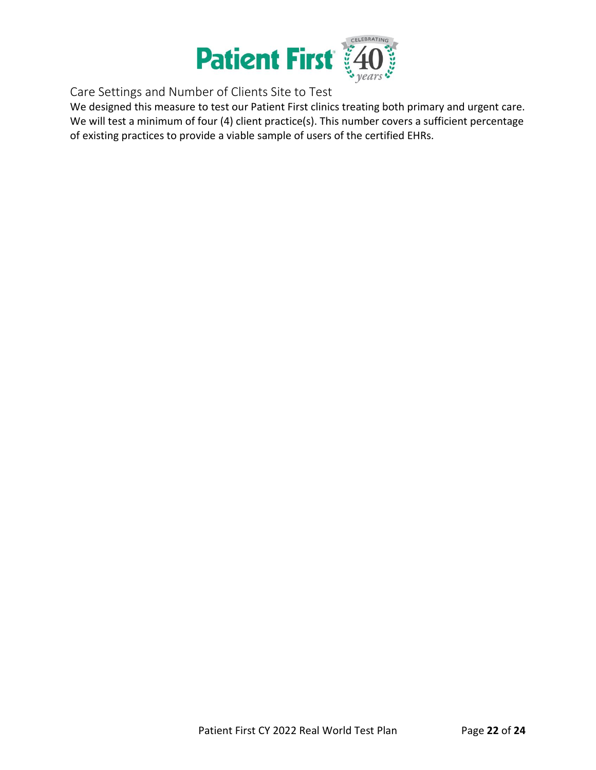## Care Settings and Number of Clients Site to Test

We designed this measure to test our Patient First clinics treating both primary and urgent care. We will test a minimum of four (4) client practice(s). This number covers a sufficient percentage of existing practices to provide a viable sample of users of the certified EHRs.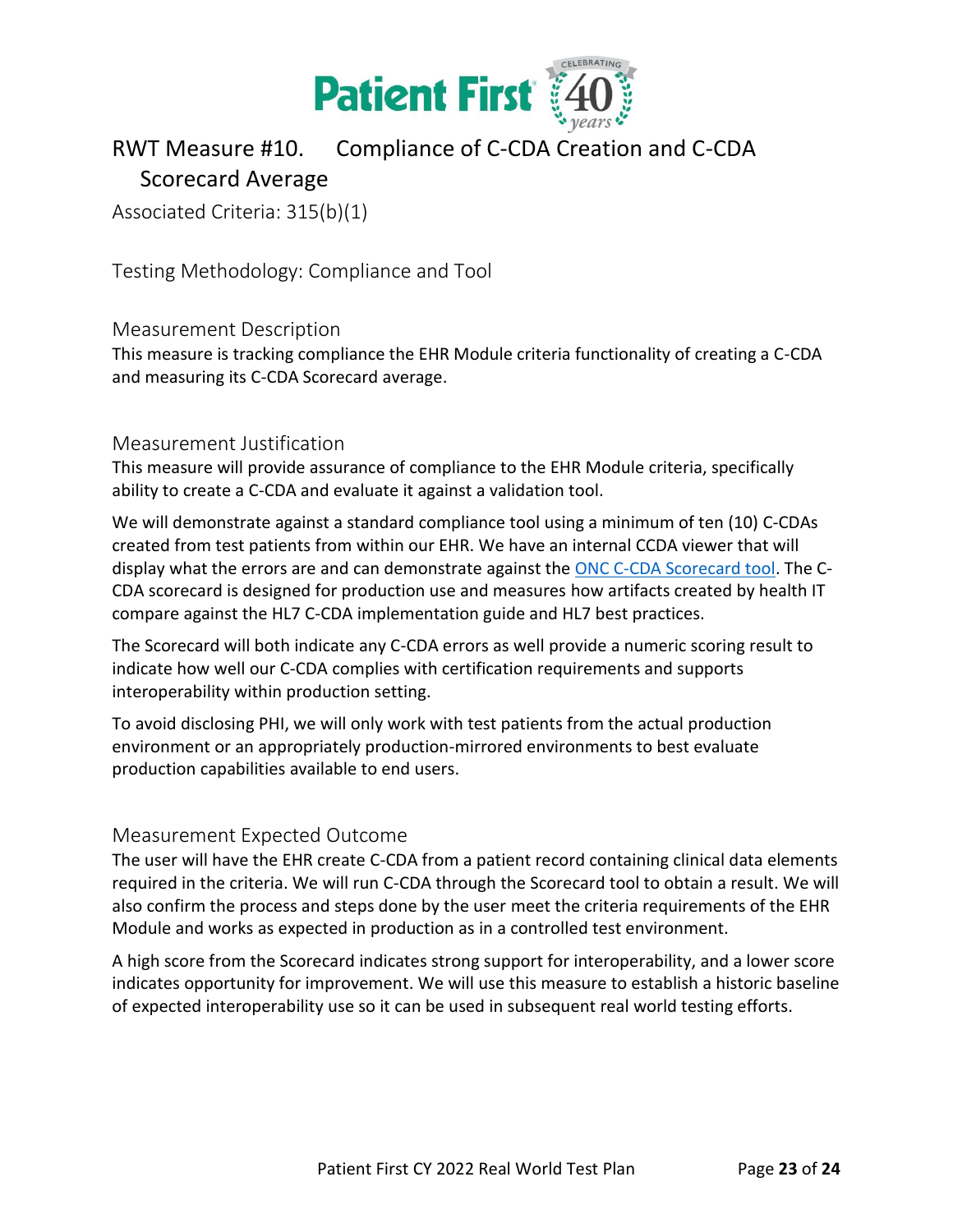# RWT Measure #10. Compliance of C-CDA Creation and C-CDA Scorecard Average

Associated Criteria: 315(b)(1)

## Testing Methodology: Compliance and Tool

### Measurement Description

This measure is tracking compliance the EHR Module criteria functionality of creating a C-CDA and measuring its C-CDA Scorecard average.

### Measurement Justification

This measure will provide assurance of compliance to the EHR Module criteria, specifically ability to create a C-CDA and evaluate it against a validation tool.

We will demonstrate against a standard compliance tool using a minimum of ten (10) C-CDAs created from test patients from within our EHR. We have an internal CCDA viewer that will display what the errors are and can demonstrate against the ONC C-CDA Scorecard tool. The C-CDA scorecard is designed for production use and measures how artifacts created by health IT compare against the HL7 C-CDA implementation guide and HL7 best practices.

The Scorecard will both indicate any C-CDA errors as well provide a numeric scoring result to indicate how well our C-CDA complies with certification requirements and supports interoperability within production setting.

To avoid disclosing PHI, we will only work with test patients from the actual production environment or an appropriately production-mirrored environments to best evaluate production capabilities available to end users.

### Measurement Expected Outcome

The user will have the EHR create C-CDA from a patient record containing clinical data elements required in the criteria. We will run C-CDA through the Scorecard tool to obtain a result. We will also confirm the process and steps done by the user meet the criteria requirements of the EHR Module and works as expected in production as in a controlled test environment.

A high score from the Scorecard indicates strong support for interoperability, and a lower score indicates opportunity for improvement. We will use this measure to establish a historic baseline of expected interoperability use so it can be used in subsequent real world testing efforts.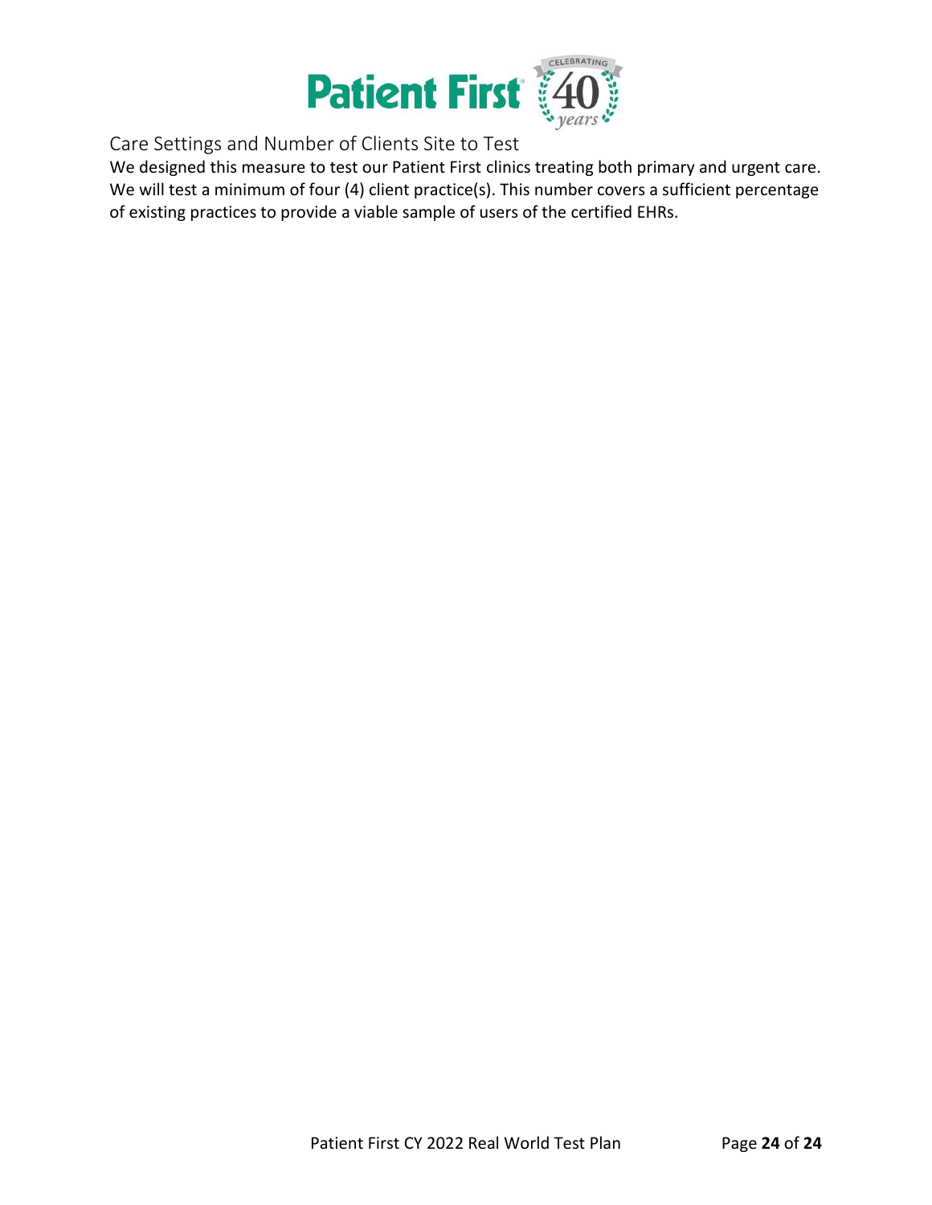## Care Settings and Number of Clients Site to Test

We designed this measure to test our Patient First clinics treating both primary and urgent care. We will test a minimum of four (4) client practice(s). This number covers a sufficient percentage of existing practices to provide a viable sample of users of the certified EHRs.